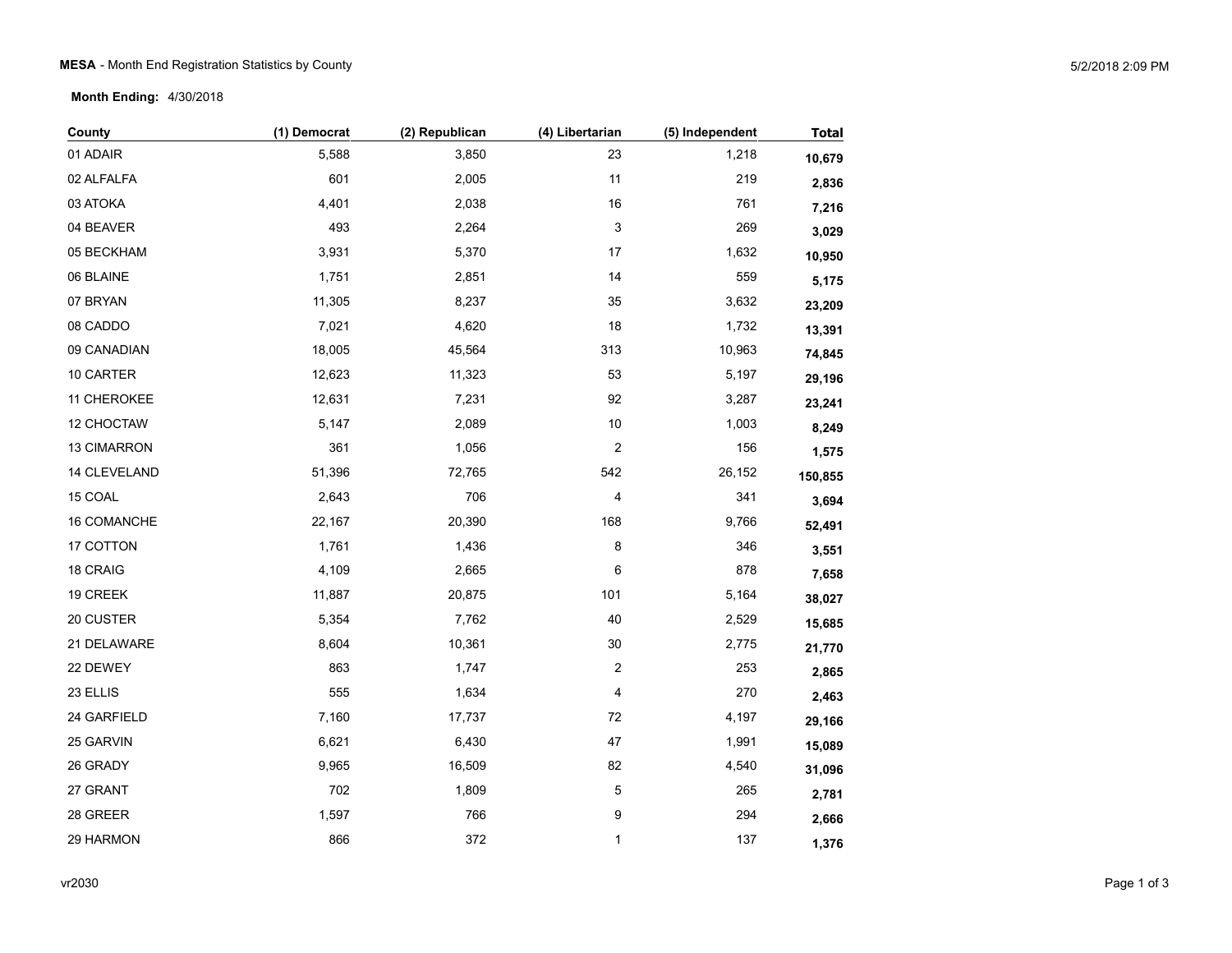**MESA** - Month End Registration Statistics by County

**Month Ending:** 4/30/2018

| County | (1) Democrat | (2) Republican | (4) Libertarian | (5) Independent | Total |
|---|---|---|---|---|---|
| 01 ADAIR | 5,588 | 3,850 | 23 | 1,218 | **10,679** |
| 02 ALFALFA | 601 | 2,005 | 11 | 219 | **2,836** |
| 03 ATOKA | 4,401 | 2,038 | 16 | 761 | **7,216** |
| 04 BEAVER | 493 | 2,264 | 3 | 269 | **3,029** |
| 05 BECKHAM | 3,931 | 5,370 | 17 | 1,632 | **10,950** |
| 06 BLAINE | 1,751 | 2,851 | 14 | 559 | **5,175** |
| 07 BRYAN | 11,305 | 8,237 | 35 | 3,632 | **23,209** |
| 08 CADDO | 7,021 | 4,620 | 18 | 1,732 | **13,391** |
| 09 CANADIAN | 18,005 | 45,564 | 313 | 10,963 | **74,845** |
| 10 CARTER | 12,623 | 11,323 | 53 | 5,197 | **29,196** |
| 11 CHEROKEE | 12,631 | 7,231 | 92 | 3,287 | **23,241** |
| 12 CHOCTAW | 5,147 | 2,089 | 10 | 1,003 | **8,249** |
| 13 CIMARRON | 361 | 1,056 | 2 | 156 | **1,575** |
| 14 CLEVELAND | 51,396 | 72,765 | 542 | 26,152 | **150,855** |
| 15 COAL | 2,643 | 706 | 4 | 341 | **3,694** |
| 16 COMANCHE | 22,167 | 20,390 | 168 | 9,766 | **52,491** |
| 17 COTTON | 1,761 | 1,436 | 8 | 346 | **3,551** |
| 18 CRAIG | 4,109 | 2,665 | 6 | 878 | **7,658** |
| 19 CREEK | 11,887 | 20,875 | 101 | 5,164 | **38,027** |
| 20 CUSTER | 5,354 | 7,762 | 40 | 2,529 | **15,685** |
| 21 DELAWARE | 8,604 | 10,361 | 30 | 2,775 | **21,770** |
| 22 DEWEY | 863 | 1,747 | 2 | 253 | **2,865** |
| 23 ELLIS | 555 | 1,634 | 4 | 270 | **2,463** |
| 24 GARFIELD | 7,160 | 17,737 | 72 | 4,197 | **29,166** |
| 25 GARVIN | 6,621 | 6,430 | 47 | 1,991 | **15,089** |
| 26 GRADY | 9,965 | 16,509 | 82 | 4,540 | **31,096** |
| 27 GRANT | 702 | 1,809 | 5 | 265 | **2,781** |
| 28 GREER | 1,597 | 766 | 9 | 294 | **2,666** |
| 29 HARMON | 866 | 372 | 1 | 137 | **1,376** |

vr2030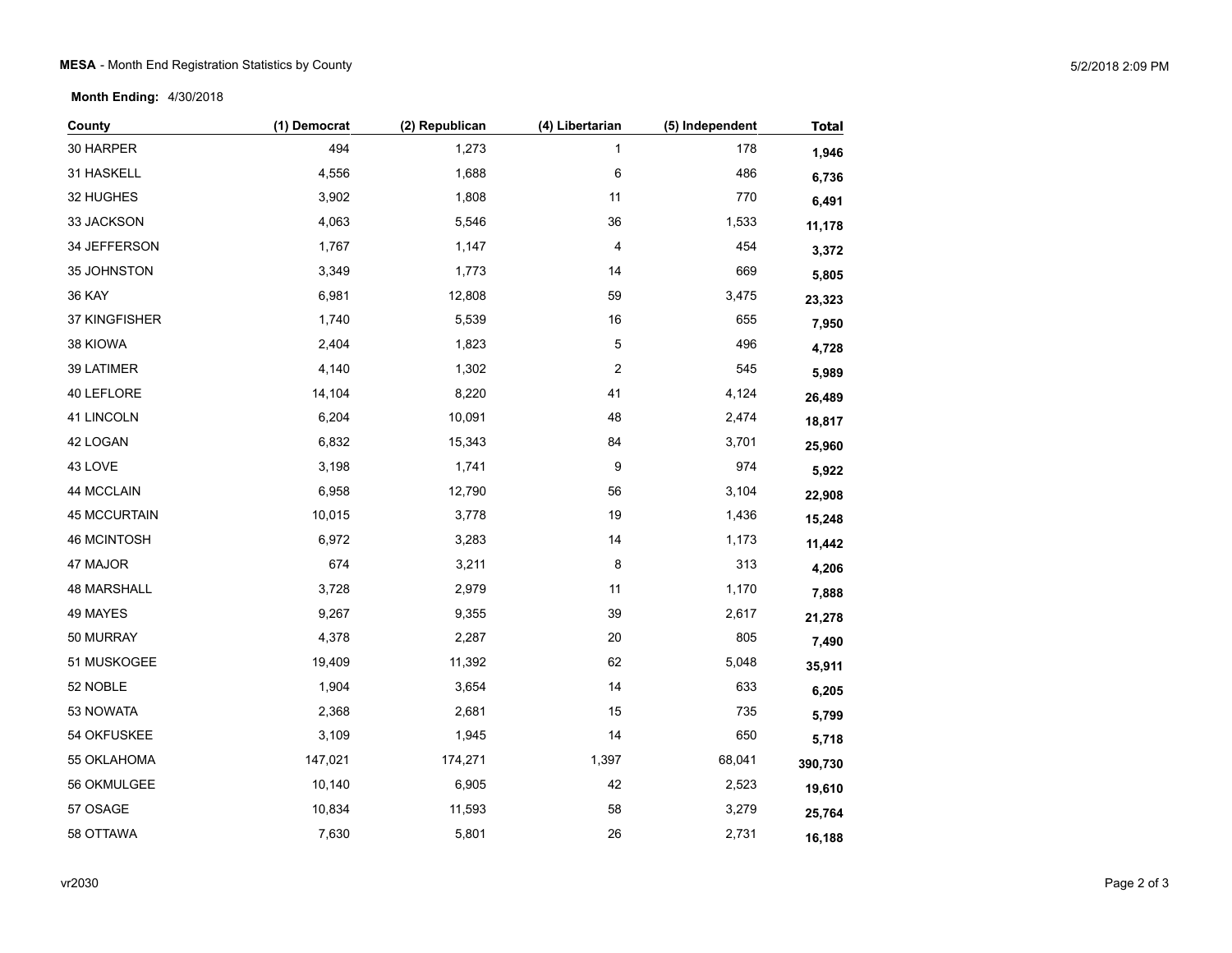**MESA** - Month End Registration Statistics by County

5/2/2018 2:09 PM

**Month Ending:** 4/30/2018

| County | (1) Democrat | (2) Republican | (4) Libertarian | (5) Independent | **Total** |
|---|---|---|---|---|---|
| 30 HARPER | 494 | 1,273 | 1 | 178 | **1,946** |
| 31 HASKELL | 4,556 | 1,688 | 6 | 486 | **6,736** |
| 32 HUGHES | 3,902 | 1,808 | 11 | 770 | **6,491** |
| 33 JACKSON | 4,063 | 5,546 | 36 | 1,533 | **11,178** |
| 34 JEFFERSON | 1,767 | 1,147 | 4 | 454 | **3,372** |
| 35 JOHNSTON | 3,349 | 1,773 | 14 | 669 | **5,805** |
| 36 KAY | 6,981 | 12,808 | 59 | 3,475 | **23,323** |
| 37 KINGFISHER | 1,740 | 5,539 | 16 | 655 | **7,950** |
| 38 KIOWA | 2,404 | 1,823 | 5 | 496 | **4,728** |
| 39 LATIMER | 4,140 | 1,302 | 2 | 545 | **5,989** |
| 40 LEFLORE | 14,104 | 8,220 | 41 | 4,124 | **26,489** |
| 41 LINCOLN | 6,204 | 10,091 | 48 | 2,474 | **18,817** |
| 42 LOGAN | 6,832 | 15,343 | 84 | 3,701 | **25,960** |
| 43 LOVE | 3,198 | 1,741 | 9 | 974 | **5,922** |
| 44 MCCLAIN | 6,958 | 12,790 | 56 | 3,104 | **22,908** |
| 45 MCCURTAIN | 10,015 | 3,778 | 19 | 1,436 | **15,248** |
| 46 MCINTOSH | 6,972 | 3,283 | 14 | 1,173 | **11,442** |
| 47 MAJOR | 674 | 3,211 | 8 | 313 | **4,206** |
| 48 MARSHALL | 3,728 | 2,979 | 11 | 1,170 | **7,888** |
| 49 MAYES | 9,267 | 9,355 | 39 | 2,617 | **21,278** |
| 50 MURRAY | 4,378 | 2,287 | 20 | 805 | **7,490** |
| 51 MUSKOGEE | 19,409 | 11,392 | 62 | 5,048 | **35,911** |
| 52 NOBLE | 1,904 | 3,654 | 14 | 633 | **6,205** |
| 53 NOWATA | 2,368 | 2,681 | 15 | 735 | **5,799** |
| 54 OKFUSKEE | 3,109 | 1,945 | 14 | 650 | **5,718** |
| 55 OKLAHOMA | 147,021 | 174,271 | 1,397 | 68,041 | **390,730** |
| 56 OKMULGEE | 10,140 | 6,905 | 42 | 2,523 | **19,610** |
| 57 OSAGE | 10,834 | 11,593 | 58 | 3,279 | **25,764** |
| 58 OTTAWA | 7,630 | 5,801 | 26 | 2,731 | **16,188** |

vr2030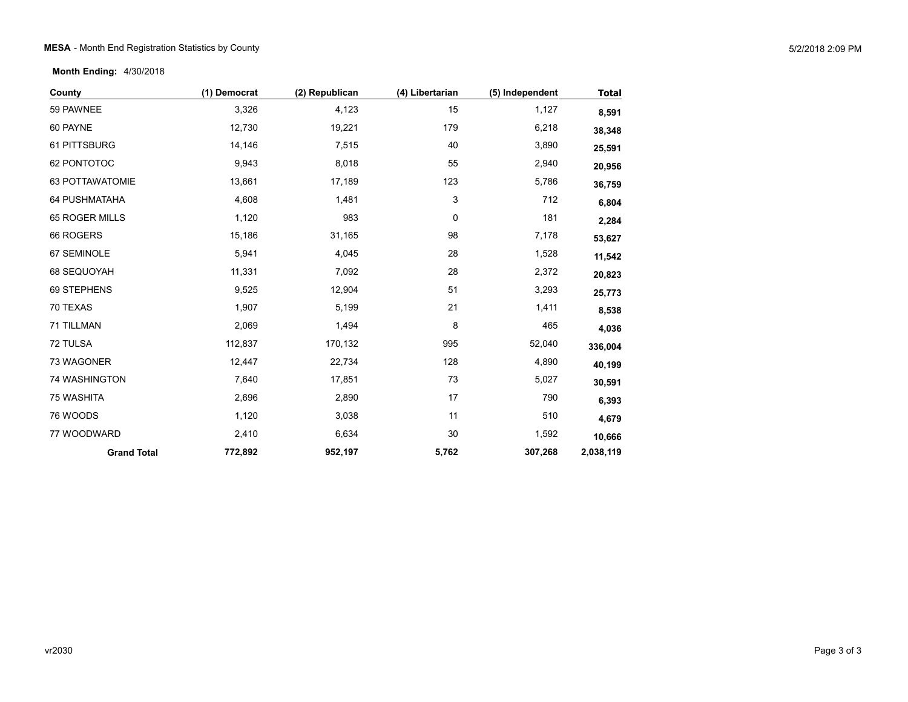**MESA** - Month End Registration Statistics by County

5/2/2018 2:09 PM

**Month Ending:** 4/30/2018

| County | (1) Democrat | (2) Republican | (4) Libertarian | (5) Independent | Total |
|---|---|---|---|---|---|
| 59 PAWNEE | 3,326 | 4,123 | 15 | 1,127 | **8,591** |
| 60 PAYNE | 12,730 | 19,221 | 179 | 6,218 | **38,348** |
| 61 PITTSBURG | 14,146 | 7,515 | 40 | 3,890 | **25,591** |
| 62 PONTOTOC | 9,943 | 8,018 | 55 | 2,940 | **20,956** |
| 63 POTTAWATOMIE | 13,661 | 17,189 | 123 | 5,786 | **36,759** |
| 64 PUSHMATAHA | 4,608 | 1,481 | 3 | 712 | **6,804** |
| 65 ROGER MILLS | 1,120 | 983 | 0 | 181 | **2,284** |
| 66 ROGERS | 15,186 | 31,165 | 98 | 7,178 | **53,627** |
| 67 SEMINOLE | 5,941 | 4,045 | 28 | 1,528 | **11,542** |
| 68 SEQUOYAH | 11,331 | 7,092 | 28 | 2,372 | **20,823** |
| 69 STEPHENS | 9,525 | 12,904 | 51 | 3,293 | **25,773** |
| 70 TEXAS | 1,907 | 5,199 | 21 | 1,411 | **8,538** |
| 71 TILLMAN | 2,069 | 1,494 | 8 | 465 | **4,036** |
| 72 TULSA | 112,837 | 170,132 | 995 | 52,040 | **336,004** |
| 73 WAGONER | 12,447 | 22,734 | 128 | 4,890 | **40,199** |
| 74 WASHINGTON | 7,640 | 17,851 | 73 | 5,027 | **30,591** |
| 75 WASHITA | 2,696 | 2,890 | 17 | 790 | **6,393** |
| 76 WOODS | 1,120 | 3,038 | 11 | 510 | **4,679** |
| 77 WOODWARD | 2,410 | 6,634 | 30 | 1,592 | **10,666** |
| **Grand Total** | **772,892** | **952,197** | **5,762** | **307,268** | **2,038,119** |

vr2030